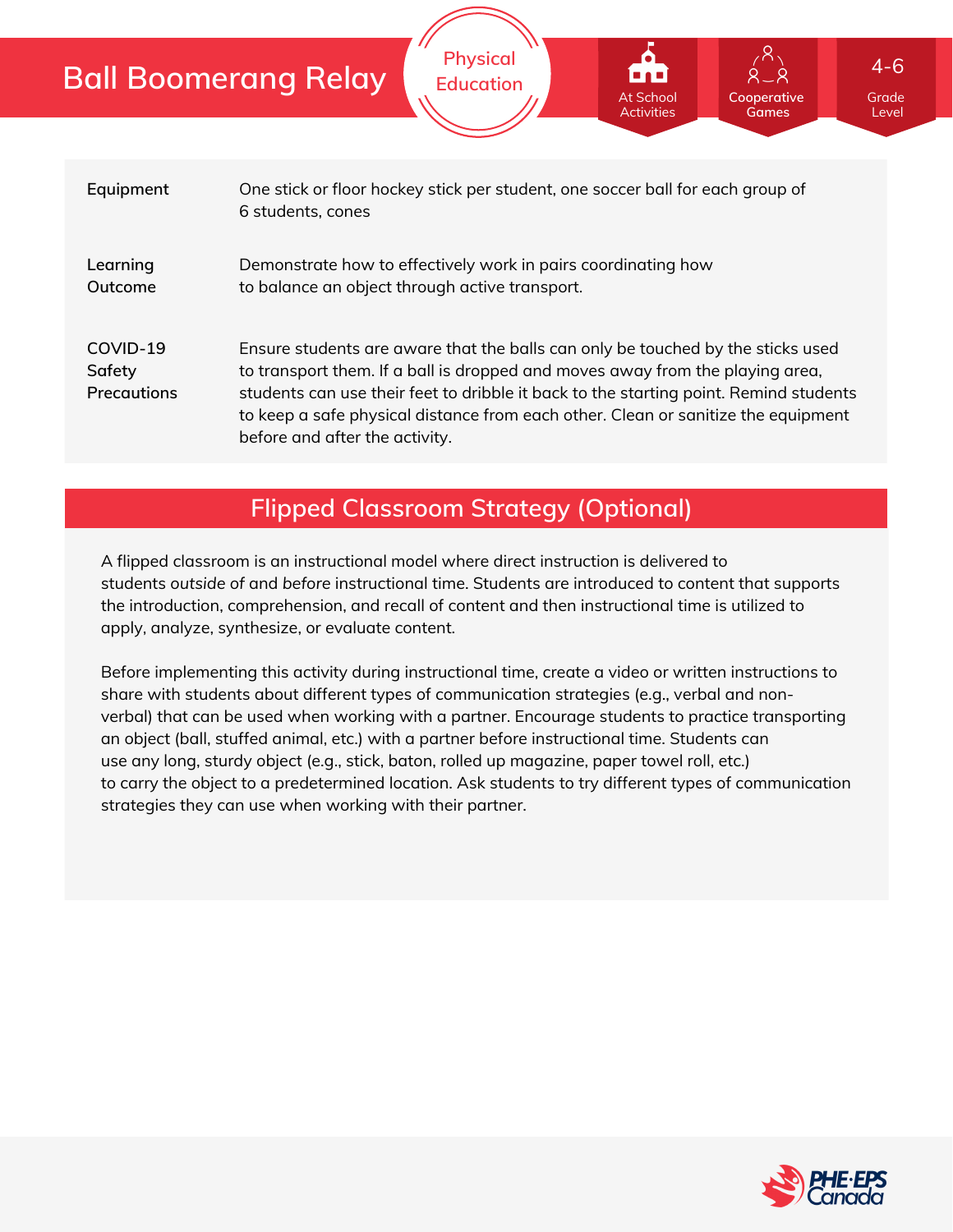# Ball Boomerang Relay

Physical Education

At School Activities | Cooperative Games | 4-6 Grade Level

| | |
|---|---|
| **Equipment** | One stick or floor hockey stick per student, one soccer ball for each group of 6 students, cones |
| **Learning Outcome** | Demonstrate how to effectively work in pairs coordinating how to balance an object through active transport. |
| **COVID-19 Safety Precautions** | Ensure students are aware that the balls can only be touched by the sticks used to transport them. If a ball is dropped and moves away from the playing area, students can use their feet to dribble it back to the starting point. Remind students to keep a safe physical distance from each other. Clean or sanitize the equipment before and after the activity. |

## Flipped Classroom Strategy (Optional)

A flipped classroom is an instructional model where direct instruction is delivered to students *outside* of and *before* instructional time. Students are introduced to content that supports the introduction, comprehension, and recall of content and then instructional time is utilized to apply, analyze, synthesize, or evaluate content.

Before implementing this activity during instructional time, create a video or written instructions to share with students about different types of communication strategies (e.g., verbal and non-verbal) that can be used when working with a partner. Encourage students to practice transporting an object (ball, stuffed animal, etc.) with a partner before instructional time. Students can use any long, sturdy object (e.g., stick, baton, rolled up magazine, paper towel roll, etc.) to carry the object to a predetermined location. Ask students to try different types of communication strategies they can use when working with their partner.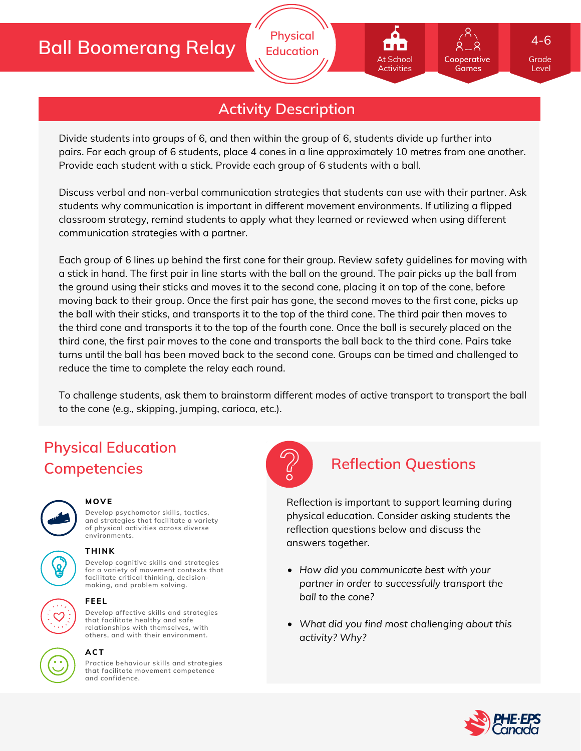# Ball Boomerang Relay

Physical Education

At School Activities | Cooperative Games | 4-6 Grade Level

## Activity Description

Divide students into groups of 6, and then within the group of 6, students divide up further into pairs. For each group of 6 students, place 4 cones in a line approximately 10 metres from one another. Provide each student with a stick. Provide each group of 6 students with a ball.

Discuss verbal and non-verbal communication strategies that students can use with their partner. Ask students why communication is important in different movement environments. If utilizing a flipped classroom strategy, remind students to apply what they learned or reviewed when using different communication strategies with a partner.

Each group of 6 lines up behind the first cone for their group. Review safety guidelines for moving with a stick in hand. The first pair in line starts with the ball on the ground. The pair picks up the ball from the ground using their sticks and moves it to the second cone, placing it on top of the cone, before moving back to their group. Once the first pair has gone, the second moves to the first cone, picks up the ball with their sticks, and transports it to the top of the third cone. The third pair then moves to the third cone and transports it to the top of the fourth cone. Once the ball is securely placed on the third cone, the first pair moves to the cone and transports the ball back to the third cone. Pairs take turns until the ball has been moved back to the second cone. Groups can be timed and challenged to reduce the time to complete the relay each round.

To challenge students, ask them to brainstorm different modes of active transport to transport the ball to the cone (e.g., skipping, jumping, carioca, etc.).

## Physical Education Competencies

**MOVE**

Develop psychomotor skills, tactics, and strategies that facilitate a variety of physical activities across diverse environments.

**THINK**

Develop cognitive skills and strategies for a variety of movement contexts that facilitate critical thinking, decision-making, and problem solving.

**FEEL**

Develop affective skills and strategies that facilitate healthy and safe relationships with themselves, with others, and with their environment.

**ACT**

Practice behaviour skills and strategies that facilitate movement competence and confidence.

## Reflection Questions

Reflection is important to support learning during physical education. Consider asking students the reflection questions below and discuss the answers together.

- *How did you communicate best with your partner in order to successfully transport the ball to the cone?*
- *What did you find most challenging about this activity? Why?*

PHE·EPS Canada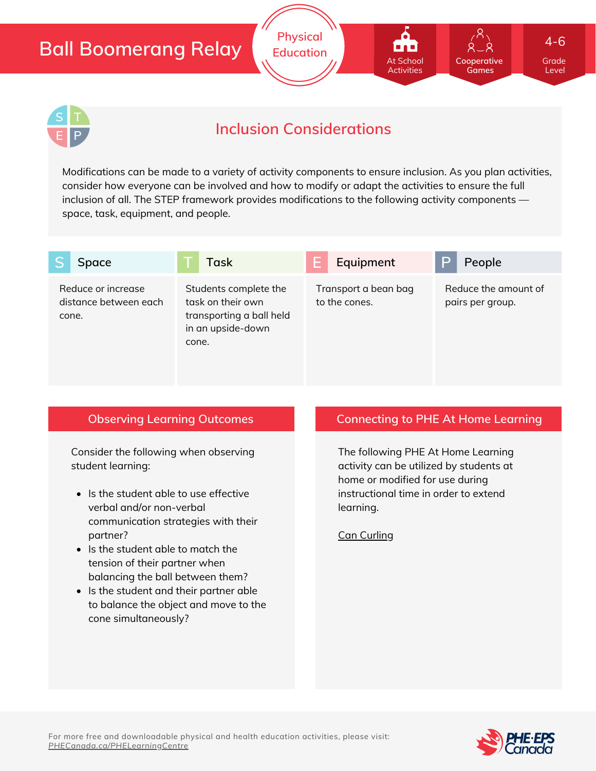# Ball Boomerang Relay

Physical Education

At School Activities | Cooperative Games | 4-6 Grade Level

## Inclusion Considerations

Modifications can be made to a variety of activity components to ensure inclusion. As you plan activities, consider how everyone can be involved and how to modify or adapt the activities to ensure the full inclusion of all. The STEP framework provides modifications to the following activity components — space, task, equipment, and people.

| S Space | T Task | E Equipment | P People |
|---|---|---|---|
| Reduce or increase distance between each cone. | Students complete the task on their own transporting a ball held in an upside-down cone. | Transport a bean bag to the cones. | Reduce the amount of pairs per group. |

## Observing Learning Outcomes

Consider the following when observing student learning:

- Is the student able to use effective verbal and/or non-verbal communication strategies with their partner?
- Is the student able to match the tension of their partner when balancing the ball between them?
- Is the student and their partner able to balance the object and move to the cone simultaneously?

## Connecting to PHE At Home Learning

The following PHE At Home Learning activity can be utilized by students at home or modified for use during instructional time in order to extend learning.

Can Curling

For more free and downloadable physical and health education activities, please visit:
PHECanada.ca/PHELearningCentre

PHE·EPS Canada